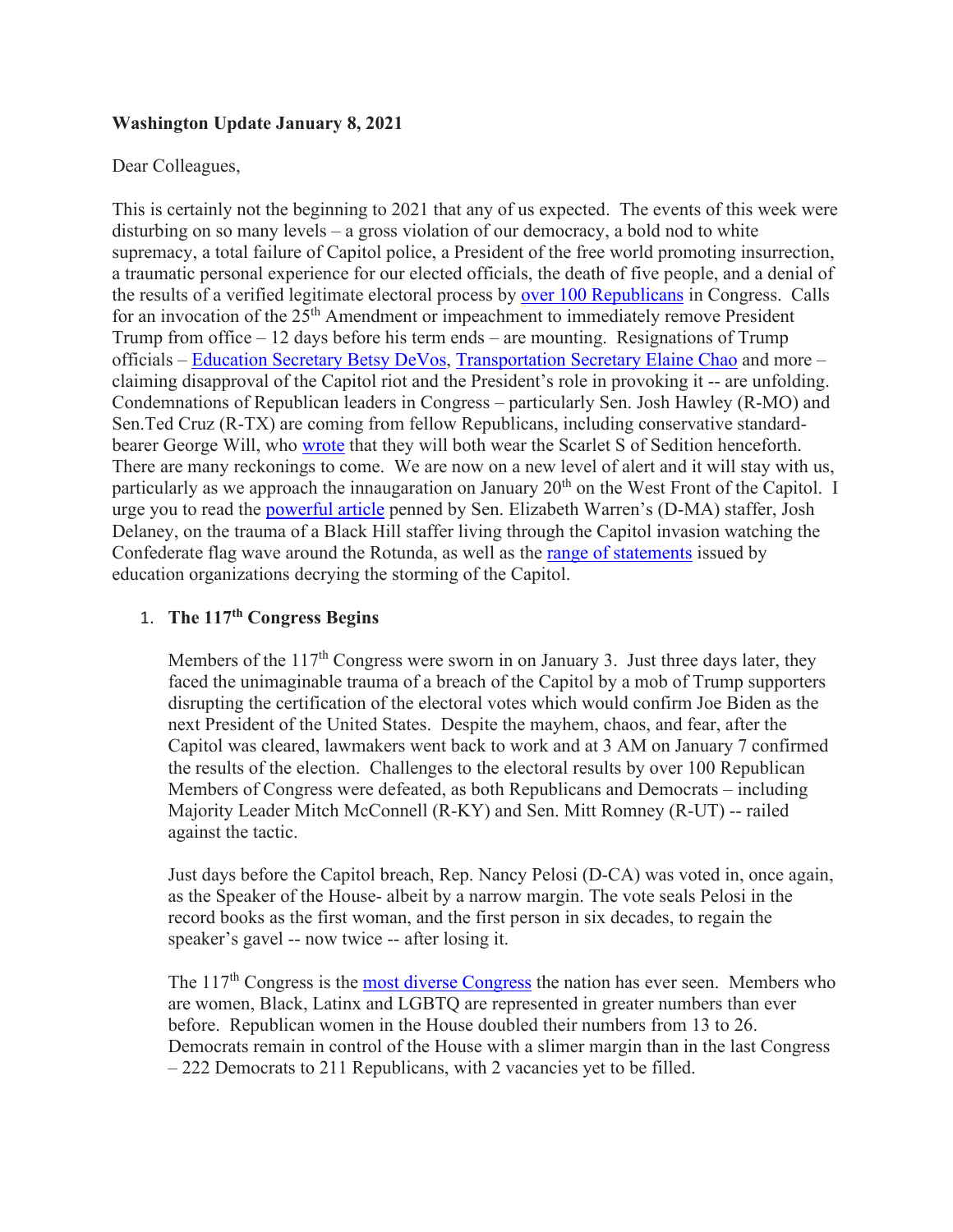**Washington Update January 8, 2021**

Dear Colleagues,

This is certainly not the beginning to 2021 that any of us expected. The events of this week were disturbing on so many levels – a gross violation of our democracy, a bold nod to white supremacy, a total failure of Capitol police, a President of the free world promoting insurrection, a traumatic personal experience for our elected officials, the death of five people, and a denial of the results of a verified legitimate electoral process by over 100 Republicans in Congress. Calls for an invocation of the 25th Amendment or impeachment to immediately remove President Trump from office – 12 days before his term ends – are mounting. Resignations of Trump officials – Education Secretary Betsy DeVos, Transportation Secretary Elaine Chao and more – claiming disapproval of the Capitol riot and the President's role in provoking it -- are unfolding. Condemnations of Republican leaders in Congress – particularly Sen. Josh Hawley (R-MO) and Sen.Ted Cruz (R-TX) are coming from fellow Republicans, including conservative standard-bearer George Will, who wrote that they will both wear the Scarlet S of Sedition henceforth. There are many reckonings to come. We are now on a new level of alert and it will stay with us, particularly as we approach the innaugaration on January 20th on the West Front of the Capitol. I urge you to read the powerful article penned by Sen. Elizabeth Warren's (D-MA) staffer, Josh Delaney, on the trauma of a Black Hill staffer living through the Capitol invasion watching the Confederate flag wave around the Rotunda, as well as the range of statements issued by education organizations decrying the storming of the Capitol.

1. **The 117th Congress Begins**

   Members of the 117th Congress were sworn in on January 3. Just three days later, they faced the unimaginable trauma of a breach of the Capitol by a mob of Trump supporters disrupting the certification of the electoral votes which would confirm Joe Biden as the next President of the United States. Despite the mayhem, chaos, and fear, after the Capitol was cleared, lawmakers went back to work and at 3 AM on January 7 confirmed the results of the election. Challenges to the electoral results by over 100 Republican Members of Congress were defeated, as both Republicans and Democrats – including Majority Leader Mitch McConnell (R-KY) and Sen. Mitt Romney (R-UT) -- railed against the tactic.

   Just days before the Capitol breach, Rep. Nancy Pelosi (D-CA) was voted in, once again, as the Speaker of the House- albeit by a narrow margin. The vote seals Pelosi in the record books as the first woman, and the first person in six decades, to regain the speaker's gavel -- now twice -- after losing it.

   The 117th Congress is the most diverse Congress the nation has ever seen. Members who are women, Black, Latinx and LGBTQ are represented in greater numbers than ever before. Republican women in the House doubled their numbers from 13 to 26. Democrats remain in control of the House with a slimer margin than in the last Congress – 222 Democrats to 211 Republicans, with 2 vacancies yet to be filled.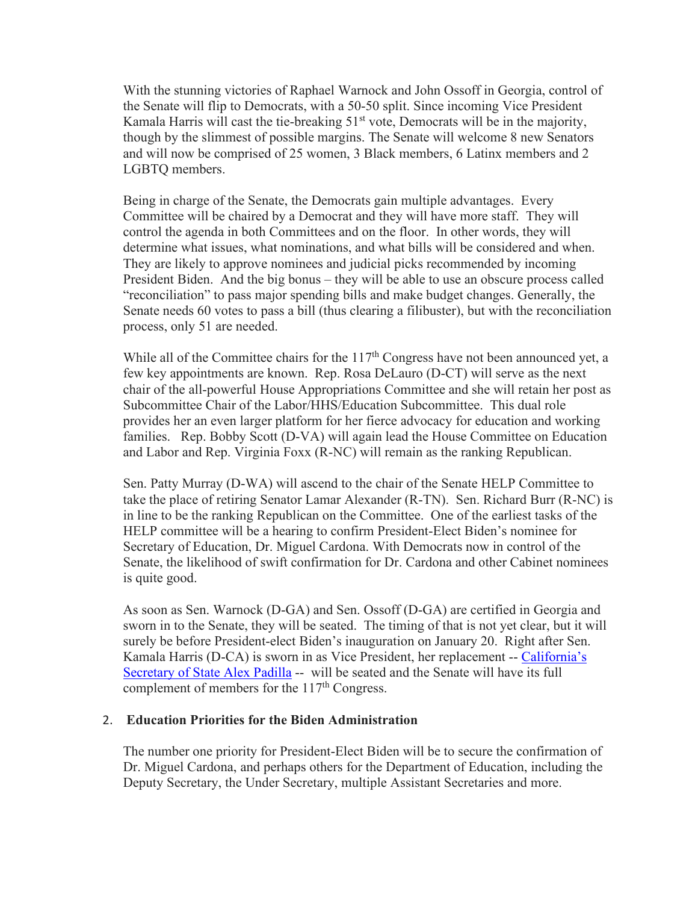With the stunning victories of Raphael Warnock and John Ossoff in Georgia, control of the Senate will flip to Democrats, with a 50-50 split. Since incoming Vice President Kamala Harris will cast the tie-breaking 51st vote, Democrats will be in the majority, though by the slimmest of possible margins. The Senate will welcome 8 new Senators and will now be comprised of 25 women, 3 Black members, 6 Latinx members and 2 LGBTQ members.

Being in charge of the Senate, the Democrats gain multiple advantages. Every Committee will be chaired by a Democrat and they will have more staff. They will control the agenda in both Committees and on the floor. In other words, they will determine what issues, what nominations, and what bills will be considered and when. They are likely to approve nominees and judicial picks recommended by incoming President Biden. And the big bonus – they will be able to use an obscure process called "reconciliation" to pass major spending bills and make budget changes. Generally, the Senate needs 60 votes to pass a bill (thus clearing a filibuster), but with the reconciliation process, only 51 are needed.

While all of the Committee chairs for the 117th Congress have not been announced yet, a few key appointments are known. Rep. Rosa DeLauro (D-CT) will serve as the next chair of the all-powerful House Appropriations Committee and she will retain her post as Subcommittee Chair of the Labor/HHS/Education Subcommittee. This dual role provides her an even larger platform for her fierce advocacy for education and working families. Rep. Bobby Scott (D-VA) will again lead the House Committee on Education and Labor and Rep. Virginia Foxx (R-NC) will remain as the ranking Republican.

Sen. Patty Murray (D-WA) will ascend to the chair of the Senate HELP Committee to take the place of retiring Senator Lamar Alexander (R-TN). Sen. Richard Burr (R-NC) is in line to be the ranking Republican on the Committee. One of the earliest tasks of the HELP committee will be a hearing to confirm President-Elect Biden's nominee for Secretary of Education, Dr. Miguel Cardona. With Democrats now in control of the Senate, the likelihood of swift confirmation for Dr. Cardona and other Cabinet nominees is quite good.

As soon as Sen. Warnock (D-GA) and Sen. Ossoff (D-GA) are certified in Georgia and sworn in to the Senate, they will be seated. The timing of that is not yet clear, but it will surely be before President-elect Biden's inauguration on January 20. Right after Sen. Kamala Harris (D-CA) is sworn in as Vice President, her replacement -- California's Secretary of State Alex Padilla -- will be seated and the Senate will have its full complement of members for the 117th Congress.

## 2. Education Priorities for the Biden Administration

The number one priority for President-Elect Biden will be to secure the confirmation of Dr. Miguel Cardona, and perhaps others for the Department of Education, including the Deputy Secretary, the Under Secretary, multiple Assistant Secretaries and more.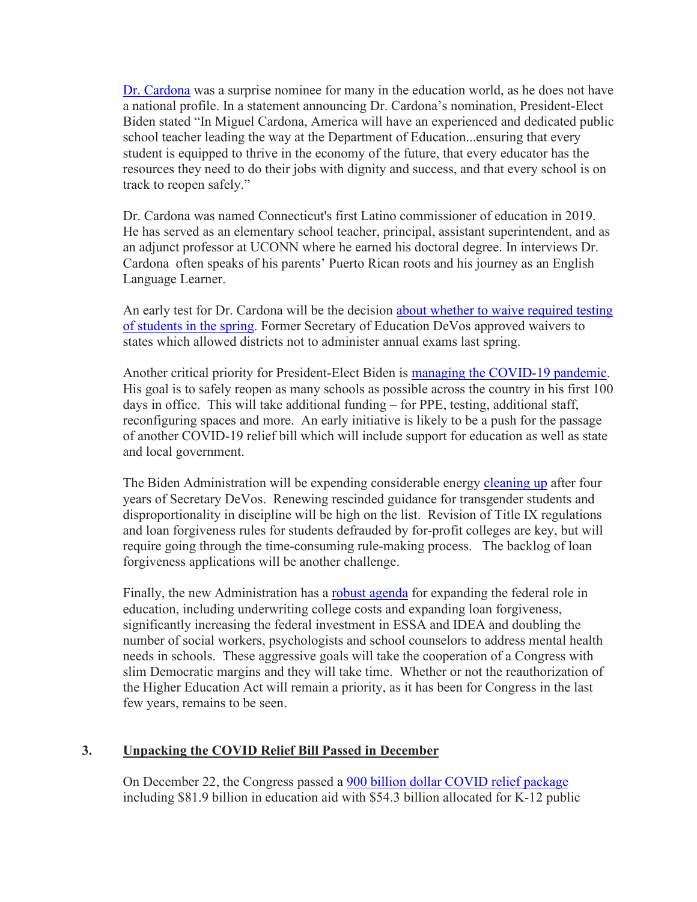Dr. Cardona was a surprise nominee for many in the education world, as he does not have a national profile. In a statement announcing Dr. Cardona's nomination, President-Elect Biden stated "In Miguel Cardona, America will have an experienced and dedicated public school teacher leading the way at the Department of Education...ensuring that every student is equipped to thrive in the economy of the future, that every educator has the resources they need to do their jobs with dignity and success, and that every school is on track to reopen safely."

Dr. Cardona was named Connecticut's first Latino commissioner of education in 2019. He has served as an elementary school teacher, principal, assistant superintendent, and as an adjunct professor at UCONN where he earned his doctoral degree. In interviews Dr. Cardona often speaks of his parents' Puerto Rican roots and his journey as an English Language Learner.

An early test for Dr. Cardona will be the decision about whether to waive required testing of students in the spring. Former Secretary of Education DeVos approved waivers to states which allowed districts not to administer annual exams last spring.

Another critical priority for President-Elect Biden is managing the COVID-19 pandemic. His goal is to safely reopen as many schools as possible across the country in his first 100 days in office. This will take additional funding – for PPE, testing, additional staff, reconfiguring spaces and more. An early initiative is likely to be a push for the passage of another COVID-19 relief bill which will include support for education as well as state and local government.

The Biden Administration will be expending considerable energy cleaning up after four years of Secretary DeVos. Renewing rescinded guidance for transgender students and disproportionality in discipline will be high on the list. Revision of Title IX regulations and loan forgiveness rules for students defrauded by for-profit colleges are key, but will require going through the time-consuming rule-making process. The backlog of loan forgiveness applications will be another challenge.

Finally, the new Administration has a robust agenda for expanding the federal role in education, including underwriting college costs and expanding loan forgiveness, significantly increasing the federal investment in ESSA and IDEA and doubling the number of social workers, psychologists and school counselors to address mental health needs in schools. These aggressive goals will take the cooperation of a Congress with slim Democratic margins and they will take time. Whether or not the reauthorization of the Higher Education Act will remain a priority, as it has been for Congress in the last few years, remains to be seen.

## 3. Unpacking the COVID Relief Bill Passed in December

On December 22, the Congress passed a 900 billion dollar COVID relief package including $81.9 billion in education aid with $54.3 billion allocated for K-12 public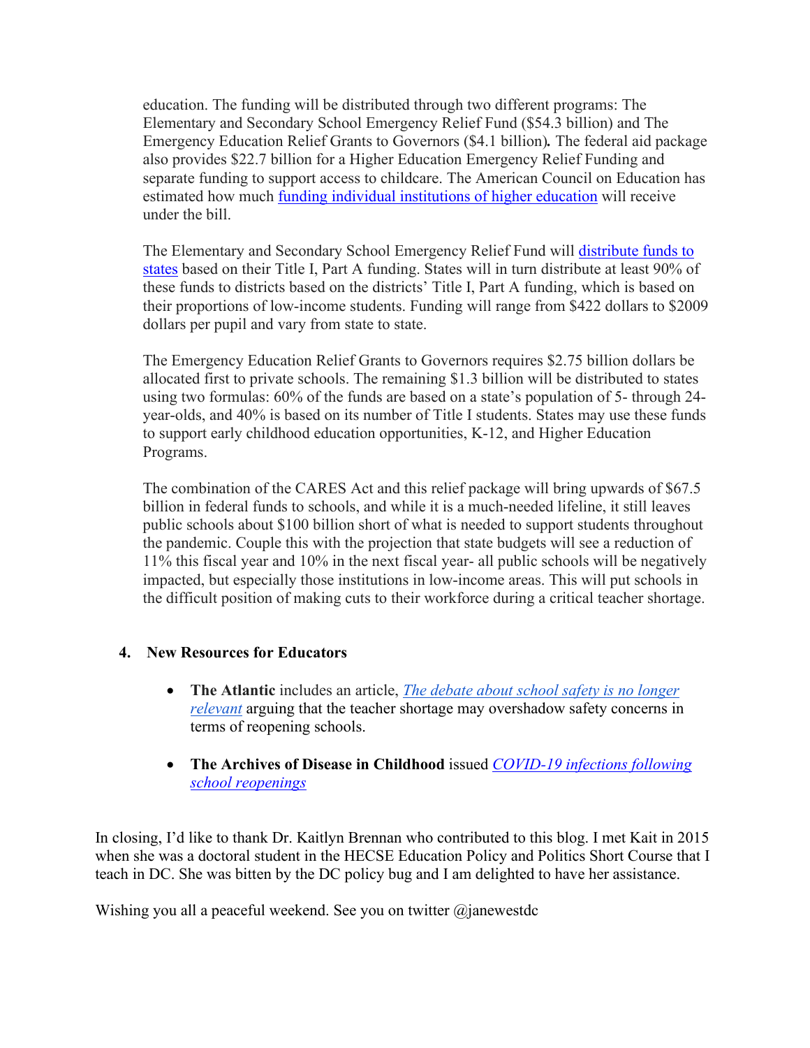education. The funding will be distributed through two different programs: The Elementary and Secondary School Emergency Relief Fund ($54.3 billion) and The Emergency Education Relief Grants to Governors ($4.1 billion)**.** The federal aid package also provides $22.7 billion for a Higher Education Emergency Relief Funding and separate funding to support access to childcare. The American Council on Education has estimated how much [funding individual institutions of higher education]() will receive under the bill.

The Elementary and Secondary School Emergency Relief Fund will [distribute funds to states]() based on their Title I, Part A funding. States will in turn distribute at least 90% of these funds to districts based on the districts' Title I, Part A funding, which is based on their proportions of low-income students. Funding will range from $422 dollars to $2009 dollars per pupil and vary from state to state.

The Emergency Education Relief Grants to Governors requires $2.75 billion dollars be allocated first to private schools. The remaining $1.3 billion will be distributed to states using two formulas: 60% of the funds are based on a state's population of 5- through 24-year-olds, and 40% is based on its number of Title I students. States may use these funds to support early childhood education opportunities, K-12, and Higher Education Programs.

The combination of the CARES Act and this relief package will bring upwards of $67.5 billion in federal funds to schools, and while it is a much-needed lifeline, it still leaves public schools about $100 billion short of what is needed to support students throughout the pandemic. Couple this with the projection that state budgets will see a reduction of 11% this fiscal year and 10% in the next fiscal year- all public schools will be negatively impacted, but especially those institutions in low-income areas. This will put schools in the difficult position of making cuts to their workforce during a critical teacher shortage.

## 4. New Resources for Educators

- **The Atlantic** includes an article, *[The debate about school safety is no longer relevant]()* arguing that the teacher shortage may overshadow safety concerns in terms of reopening schools.

- **The Archives of Disease in Childhood** issued *[COVID-19 infections following school reopenings]()*

In closing, I'd like to thank Dr. Kaitlyn Brennan who contributed to this blog. I met Kait in 2015 when she was a doctoral student in the HECSE Education Policy and Politics Short Course that I teach in DC. She was bitten by the DC policy bug and I am delighted to have her assistance.

Wishing you all a peaceful weekend. See you on twitter @janewestdc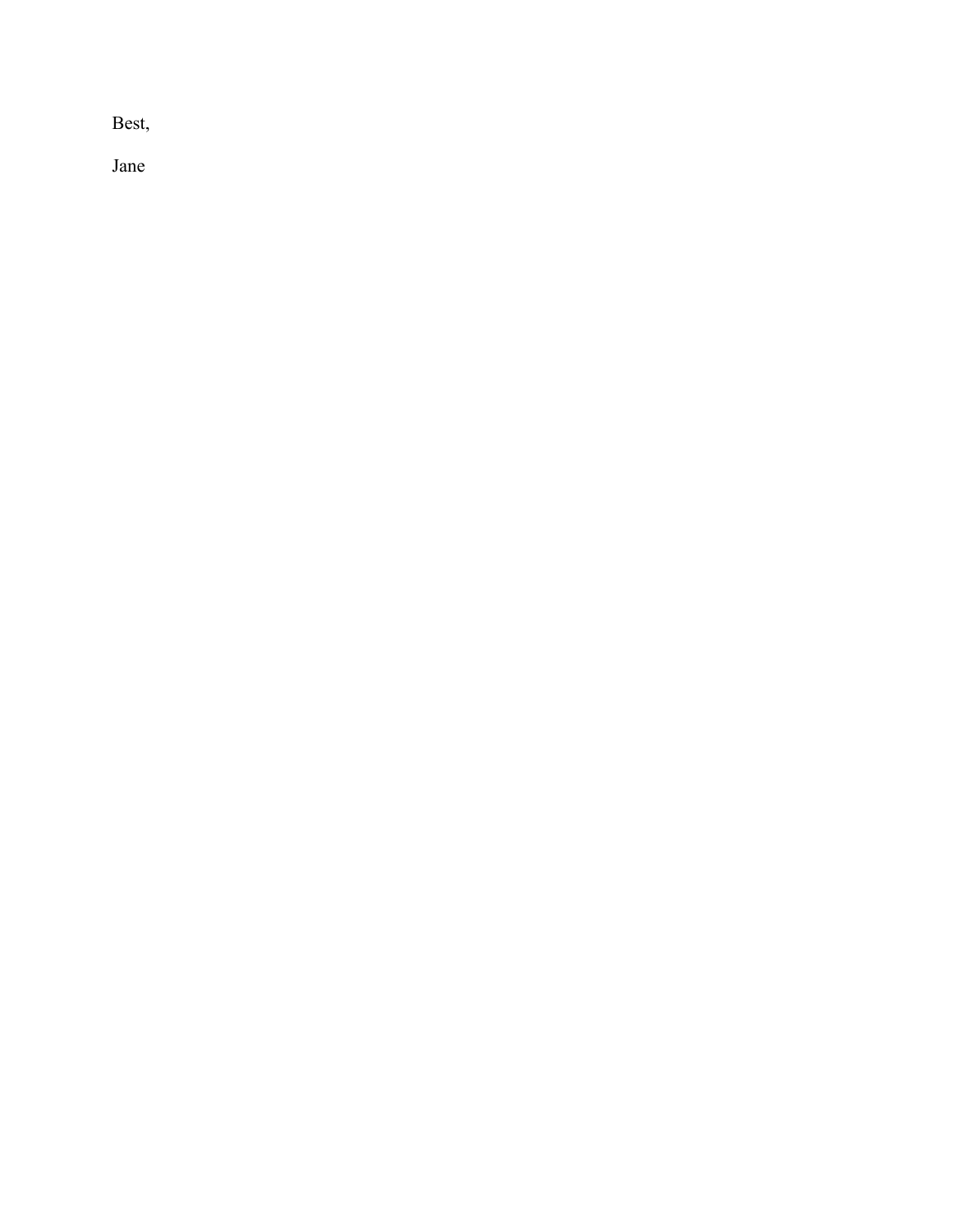Best,

Jane